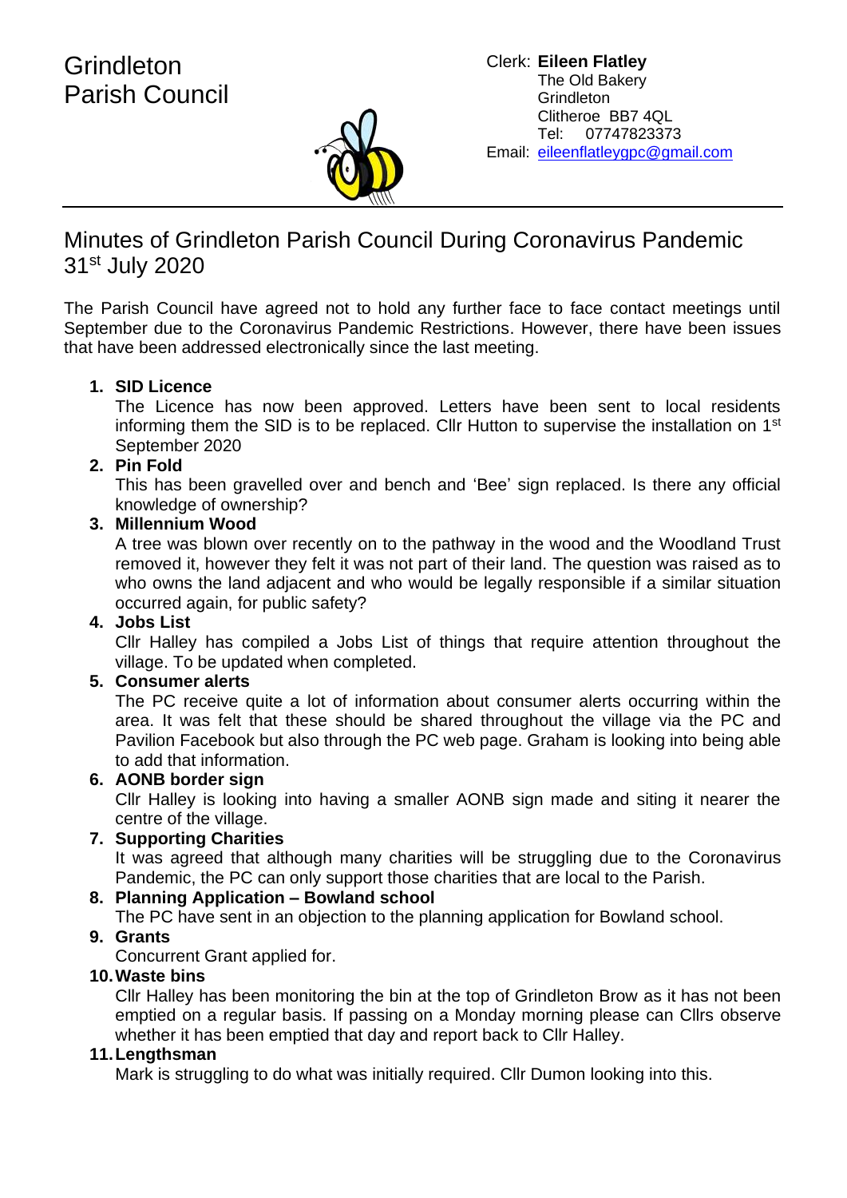# Grindleton Parish Council

Clerk: **Eileen Flatley**
The Old Bakery
Grindleton
Clitheroe BB7 4QL
Tel: 07747823373
Email: eileenflatleygpc@gmail.com

---

## Minutes of Grindleton Parish Council During Coronavirus Pandemic 31st July 2020

The Parish Council have agreed not to hold any further face to face contact meetings until September due to the Coronavirus Pandemic Restrictions. However, there have been issues that have been addressed electronically since the last meeting.

1. **SID Licence**
   The Licence has now been approved. Letters have been sent to local residents informing them the SID is to be replaced. Cllr Hutton to supervise the installation on 1st September 2020
2. **Pin Fold**
   This has been gravelled over and bench and 'Bee' sign replaced. Is there any official knowledge of ownership?
3. **Millennium Wood**
   A tree was blown over recently on to the pathway in the wood and the Woodland Trust removed it, however they felt it was not part of their land. The question was raised as to who owns the land adjacent and who would be legally responsible if a similar situation occurred again, for public safety?
4. **Jobs List**
   Cllr Halley has compiled a Jobs List of things that require attention throughout the village. To be updated when completed.
5. **Consumer alerts**
   The PC receive quite a lot of information about consumer alerts occurring within the area. It was felt that these should be shared throughout the village via the PC and Pavilion Facebook but also through the PC web page. Graham is looking into being able to add that information.
6. **AONB border sign**
   Cllr Halley is looking into having a smaller AONB sign made and siting it nearer the centre of the village.
7. **Supporting Charities**
   It was agreed that although many charities will be struggling due to the Coronavirus Pandemic, the PC can only support those charities that are local to the Parish.
8. **Planning Application – Bowland school**
   The PC have sent in an objection to the planning application for Bowland school.
9. **Grants**
   Concurrent Grant applied for.
10. **Waste bins**
    Cllr Halley has been monitoring the bin at the top of Grindleton Brow as it has not been emptied on a regular basis. If passing on a Monday morning please can Cllrs observe whether it has been emptied that day and report back to Cllr Halley.
11. **Lengthsman**
    Mark is struggling to do what was initially required. Cllr Dumon looking into this.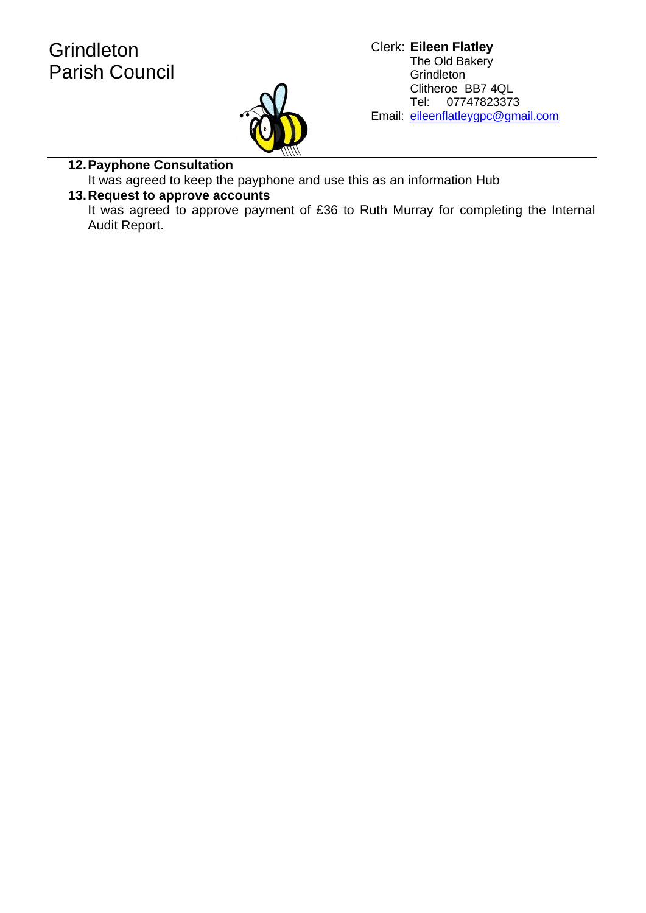**12. Payphone Consultation**

It was agreed to keep the payphone and use this as an information Hub

**13. Request to approve accounts**

It was agreed to approve payment of £36 to Ruth Murray for completing the Internal Audit Report.